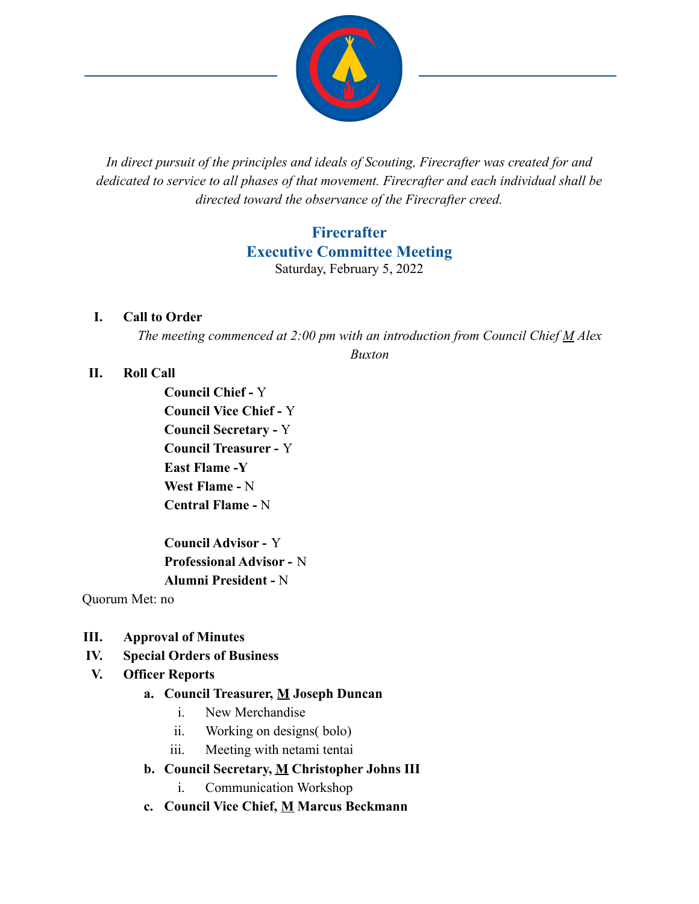*In direct pursuit of the principles and ideals of Scouting, Firecrafter was created for and dedicated to service to all phases of that movement. Firecrafter and each individual shall be directed toward the observance of the Firecrafter creed.*

# Firecrafter
## Executive Committee Meeting

Saturday, February 5, 2022

I. **Call to Order**

*The meeting commenced at 2:00 pm with an introduction from Council Chief M Alex Buxton*

II. **Roll Call**

**Council Chief -** Y
**Council Vice Chief -** Y
**Council Secretary -** Y
**Council Treasurer -** Y
**East Flame -Y**
**West Flame -** N
**Central Flame -** N

**Council Advisor -** Y
**Professional Advisor -** N
**Alumni President -** N

Quorum Met: no

III. **Approval of Minutes**

IV. **Special Orders of Business**

V. **Officer Reports**

a. **Council Treasurer, M Joseph Duncan**
   i. New Merchandise
   ii. Working on designs( bolo)
   iii. Meeting with netami tentai

b. **Council Secretary, M Christopher Johns III**
   i. Communication Workshop

c. **Council Vice Chief, M Marcus Beckmann**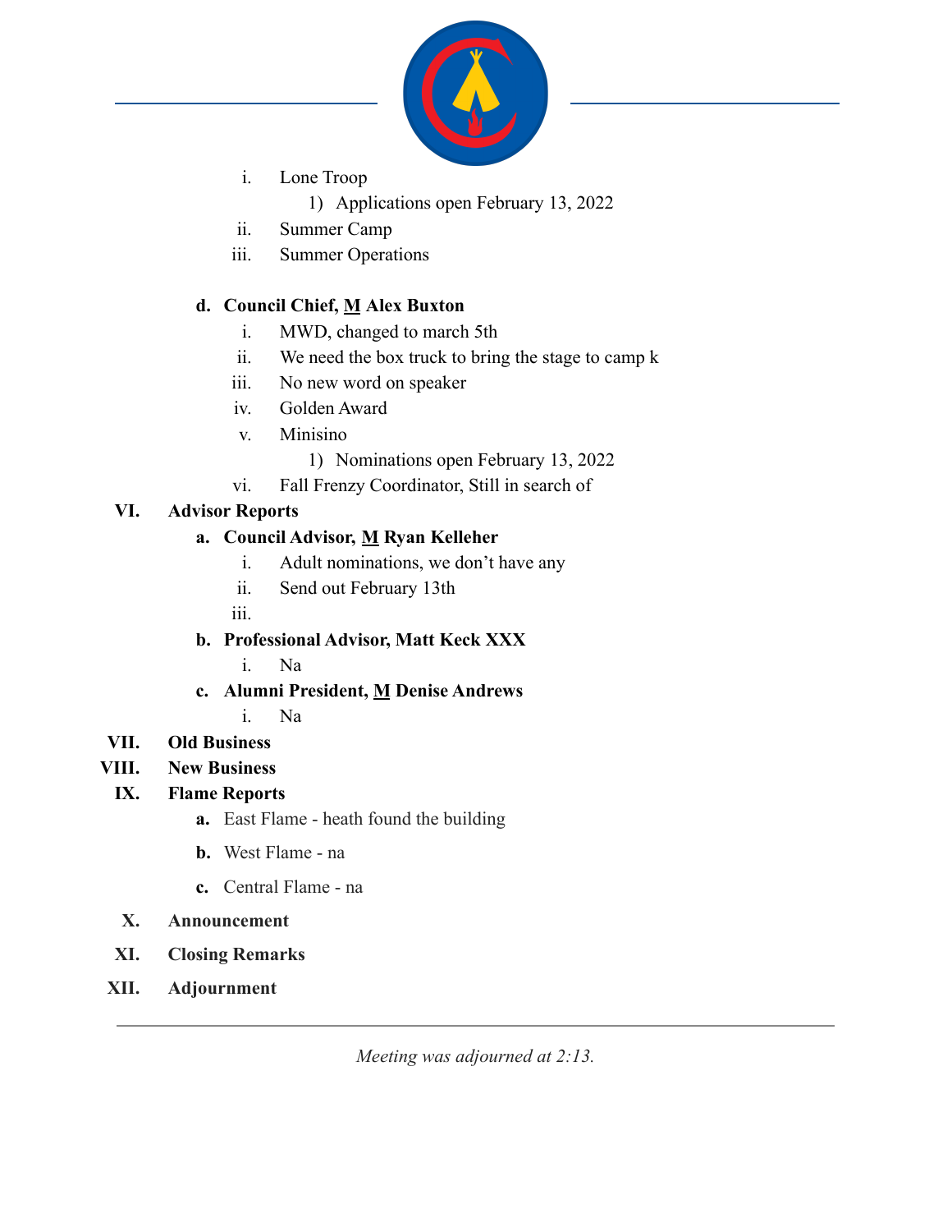i. Lone Troop
    1) Applications open February 13, 2022
ii. Summer Camp
iii. Summer Operations

**d. Council Chief, <u>M</u> Alex Buxton**

i. MWD, changed to march 5th
ii. We need the box truck to bring the stage to camp k
iii. No new word on speaker
iv. Golden Award
v. Minisino
    1) Nominations open February 13, 2022
vi. Fall Frenzy Coordinator, Still in search of

**VI. Advisor Reports**

**a. Council Advisor, <u>M</u> Ryan Kelleher**

i. Adult nominations, we don't have any
ii. Send out February 13th
iii.

**b. Professional Advisor, Matt Keck XXX**

i. Na

**c. Alumni President, <u>M</u> Denise Andrews**

i. Na

**VII. Old Business**

**VIII. New Business**

**IX. Flame Reports**

**a.** East Flame - heath found the building

**b.** West Flame - na

**c.** Central Flame - na

**X. Announcement**

**XI. Closing Remarks**

**XII. Adjournment**

---

*Meeting was adjourned at 2:13.*